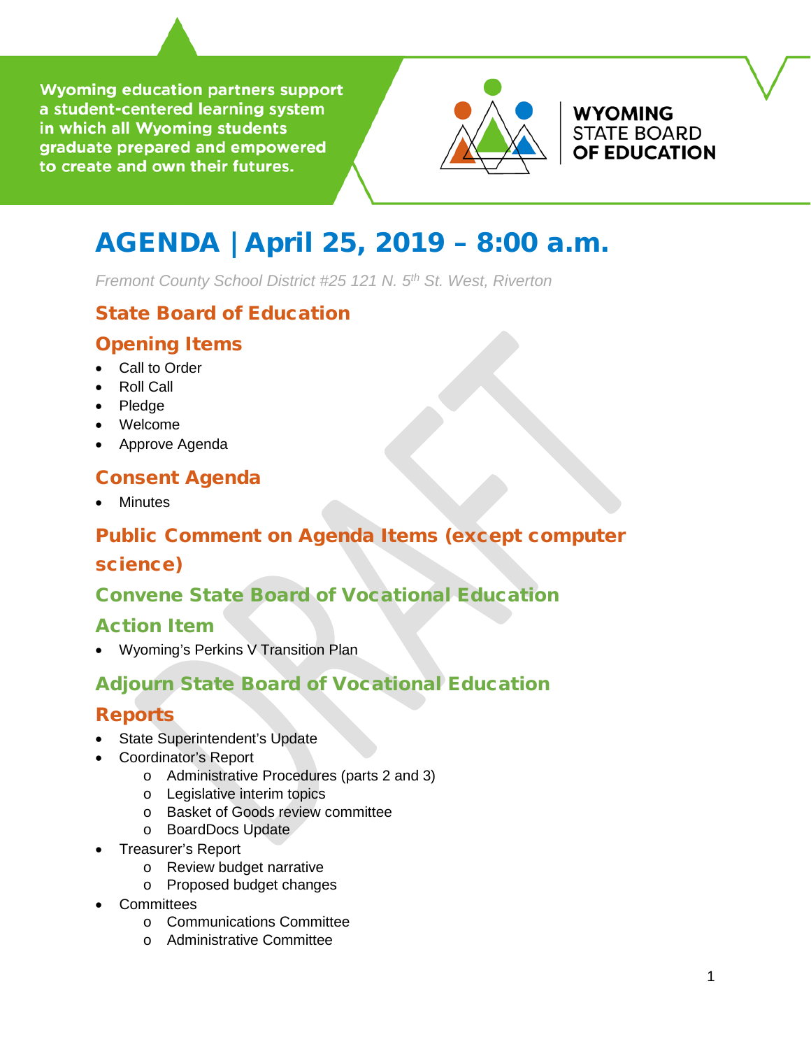Wyoming education partners support a student-centered learning system in which all Wyoming students graduate prepared and empowered to create and own their futures.

WYOMING STATE BOARD OF EDUCATION

# AGENDA | April 25, 2019 – 8:00 a.m.

*Fremont County School District #25 121 N. 5th St. West, Riverton*

## State Board of Education

## Opening Items

- Call to Order
- Roll Call
- Pledge
- Welcome
- Approve Agenda

## Consent Agenda

- Minutes

## Public Comment on Agenda Items (except computer science)

## Convene State Board of Vocational Education

## Action Item

- Wyoming's Perkins V Transition Plan

## Adjourn State Board of Vocational Education

## Reports

- State Superintendent's Update
- Coordinator's Report
    - Administrative Procedures (parts 2 and 3)
    - Legislative interim topics
    - Basket of Goods review committee
    - BoardDocs Update
- Treasurer's Report
    - Review budget narrative
    - Proposed budget changes
- Committees
    - Communications Committee
    - Administrative Committee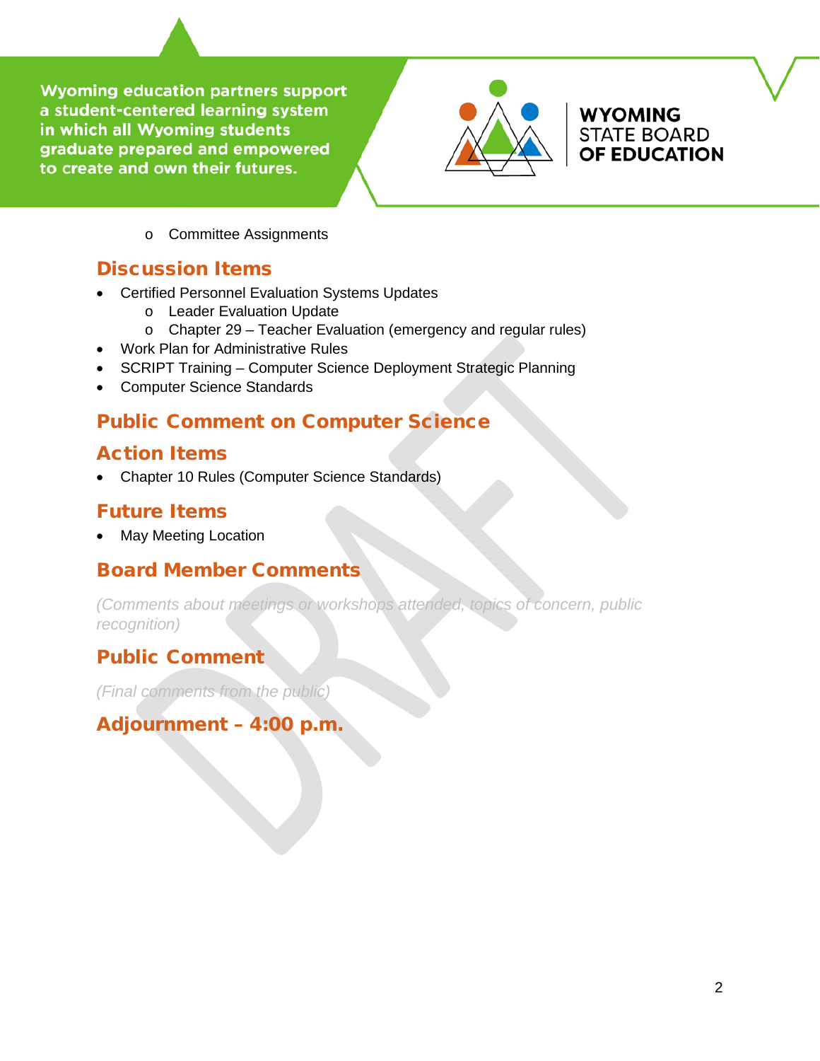- Committee Assignments

## Discussion Items

- Certified Personnel Evaluation Systems Updates
    - Leader Evaluation Update
    - Chapter 29 – Teacher Evaluation (emergency and regular rules)
- Work Plan for Administrative Rules
- SCRIPT Training – Computer Science Deployment Strategic Planning
- Computer Science Standards

## Public Comment on Computer Science

## Action Items

- Chapter 10 Rules (Computer Science Standards)

## Future Items

- May Meeting Location

## Board Member Comments

*(Comments about meetings or workshops attended, topics of concern, public recognition)*

## Public Comment

*(Final comments from the public)*

## Adjournment – 4:00 p.m.